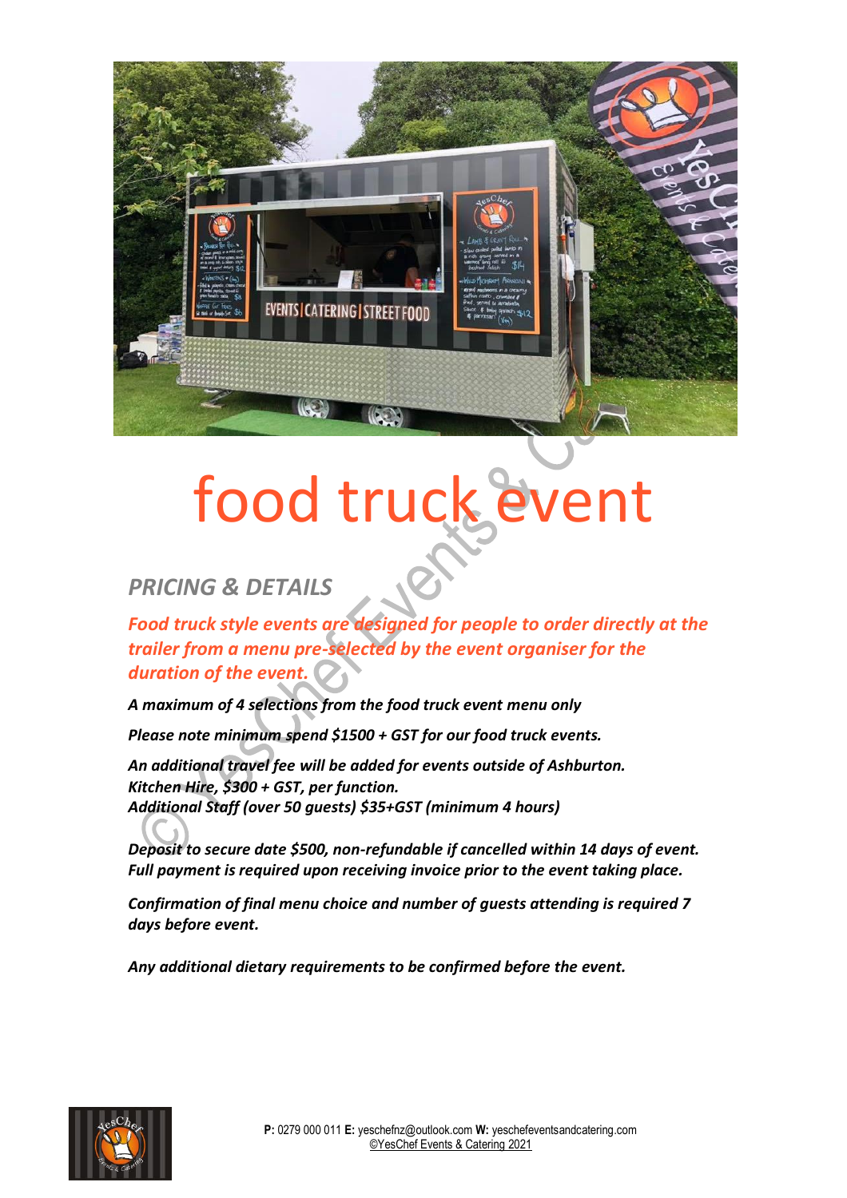# food truck event

## *PRICING & DETAILS*

***Food truck style events are designed for people to order directly at the trailer from a menu pre-selected by the event organiser for the duration of the event.***

***A maximum of 4 selections from the food truck event menu only***

***Please note minimum spend $1500 + GST for our food truck events.***

***An additional travel fee will be added for events outside of Ashburton.***
***Kitchen Hire, $300 + GST, per function.***
***Additional Staff (over 50 guests) $35+GST (minimum 4 hours)***

***Deposit to secure date $500, non-refundable if cancelled within 14 days of event.***
***Full payment is required upon receiving invoice prior to the event taking place.***

***Confirmation of final menu choice and number of guests attending is required 7 days before event.***

***Any additional dietary requirements to be confirmed before the event.***

**P:** 0279 000 011 **E:** yeschefnz@outlook.com **W:** yeschefeventsandcatering.com
©YesChef Events & Catering 2021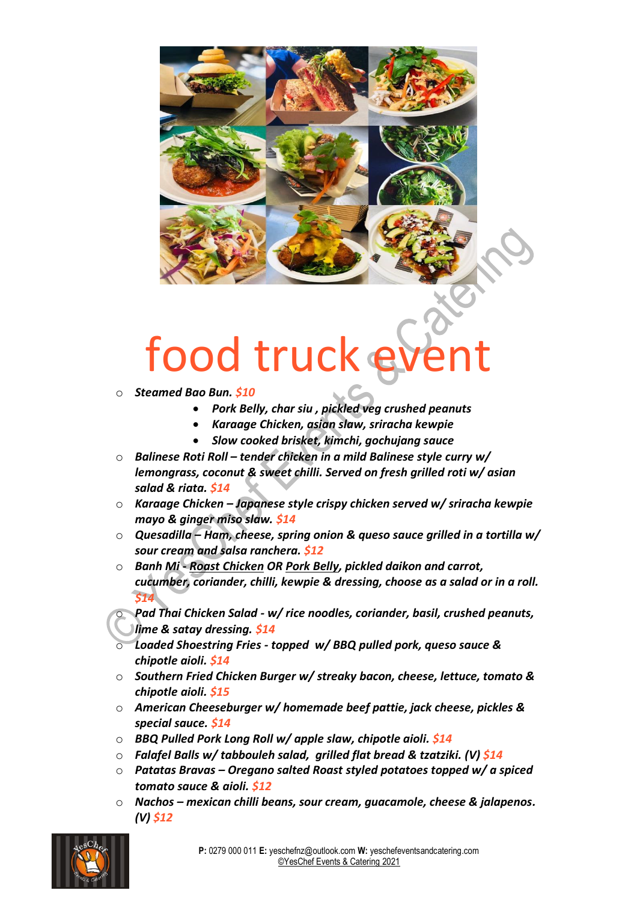# food truck event

- ***Steamed Bao Bun.*** *$10*
    - ***Pork Belly, char siu , pickled veg crushed peanuts***
    - ***Karaage Chicken, asian slaw, sriracha kewpie***
    - ***Slow cooked brisket, kimchi, gochujang sauce***
- ***Balinese Roti Roll – tender chicken in a mild Balinese style curry w/ lemongrass, coconut & sweet chilli. Served on fresh grilled roti w/ asian salad & riata.*** *$14*
- ***Karaage Chicken – Japanese style crispy chicken served w/ sriracha kewpie mayo & ginger miso slaw.*** *$14*
- ***Quesadilla – Ham, cheese, spring onion & queso sauce grilled in a tortilla w/ sour cream and salsa ranchera.*** *$12*
- ***Banh Mi - <u>Roast Chicken</u> OR <u>Pork Belly</u>, pickled daikon and carrot, cucumber, coriander, chilli, kewpie & dressing, choose as a salad or in a roll.*** *$14*
- ***Pad Thai Chicken Salad - w/ rice noodles, coriander, basil, crushed peanuts, lime & satay dressing.*** *$14*
- ***Loaded Shoestring Fries - topped w/ BBQ pulled pork, queso sauce & chipotle aioli.*** *$14*
- ***Southern Fried Chicken Burger w/ streaky bacon, cheese, lettuce, tomato & chipotle aioli.*** *$15*
- ***American Cheeseburger w/ homemade beef pattie, jack cheese, pickles & special sauce.*** *$14*
- ***BBQ Pulled Pork Long Roll w/ apple slaw, chipotle aioli.*** *$14*
- ***Falafel Balls w/ tabbouleh salad, grilled flat bread & tzatziki. (V)*** *$14*
- ***Patatas Bravas – Oregano salted Roast styled potatoes topped w/ a spiced tomato sauce & aioli.*** *$12*
- ***Nachos – mexican chilli beans, sour cream, guacamole, cheese & jalapenos. (V)*** *$12*

**P:** 0279 000 011 **E:** yeschefnz@outlook.com **W:** yeschefeventsandcatering.com
©YesChef Events & Catering 2021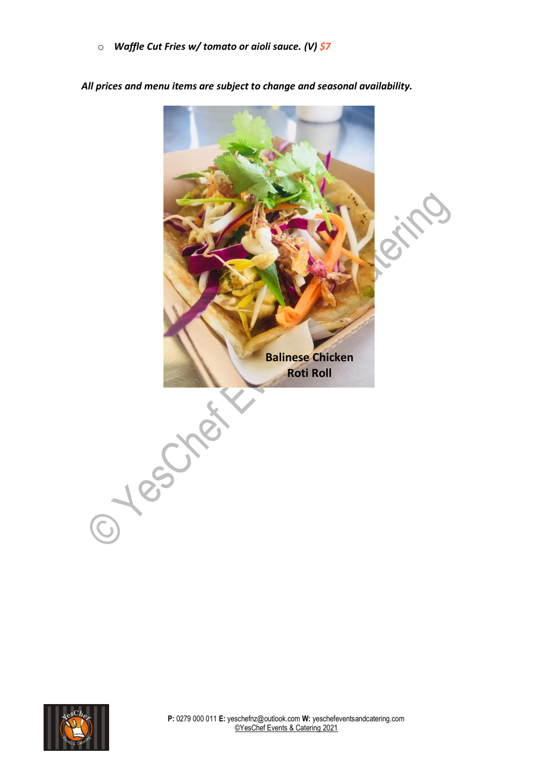- ***Waffle Cut Fries w/ tomato or aioli sauce. (V) $7***

***All prices and menu items are subject to change and seasonal availability.***

**Balinese Chicken Roti Roll**